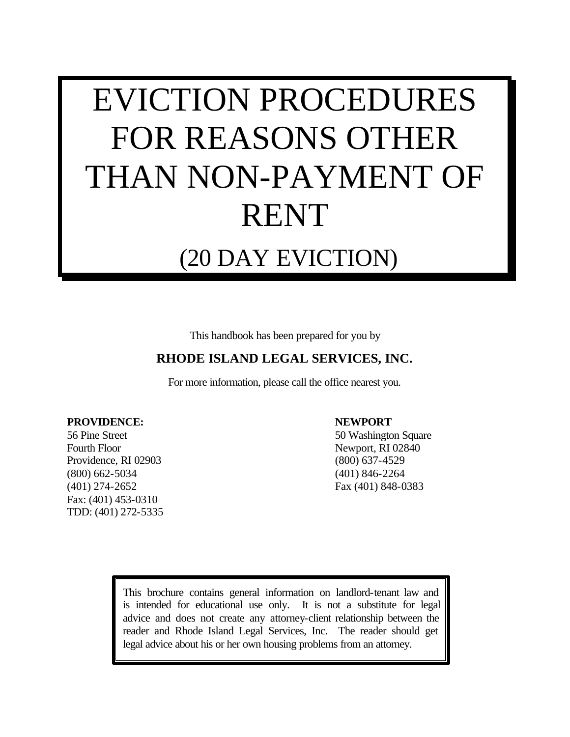# EVICTION PROCEDURES FOR REASONS OTHER THAN NON-PAYMENT OF RENT

## (20 DAY EVICTION)

This handbook has been prepared for you by

**RHODE ISLAND LEGAL SERVICES, INC.**

For more information, please call the office nearest you.

**PROVIDENCE:**
56 Pine Street
Fourth Floor
Providence, RI 02903
(800) 662-5034
(401) 274-2652
Fax: (401) 453-0310
TDD: (401) 272-5335

**NEWPORT**
50 Washington Square
Newport, RI 02840
(800) 637-4529
(401) 846-2264
Fax (401) 848-0383

This brochure contains general information on landlord-tenant law and is intended for educational use only. It is not a substitute for legal advice and does not create any attorney-client relationship between the reader and Rhode Island Legal Services, Inc. The reader should get legal advice about his or her own housing problems from an attorney.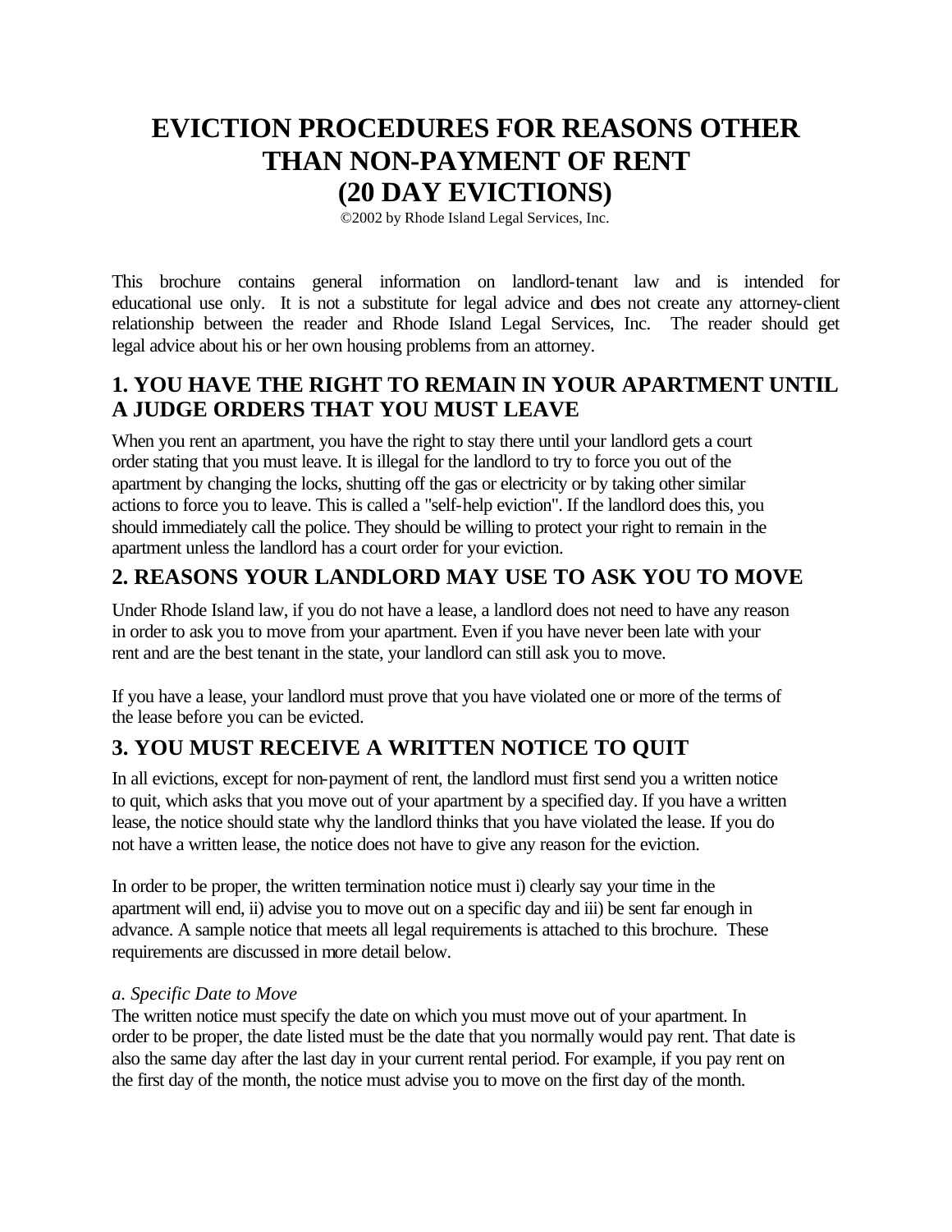# EVICTION PROCEDURES FOR REASONS OTHER THAN NON-PAYMENT OF RENT (20 DAY EVICTIONS)

©2002 by Rhode Island Legal Services, Inc.

This brochure contains general information on landlord-tenant law and is intended for educational use only. It is not a substitute for legal advice and does not create any attorney-client relationship between the reader and Rhode Island Legal Services, Inc. The reader should get legal advice about his or her own housing problems from an attorney.

## 1. YOU HAVE THE RIGHT TO REMAIN IN YOUR APARTMENT UNTIL A JUDGE ORDERS THAT YOU MUST LEAVE

When you rent an apartment, you have the right to stay there until your landlord gets a court order stating that you must leave. It is illegal for the landlord to try to force you out of the apartment by changing the locks, shutting off the gas or electricity or by taking other similar actions to force you to leave. This is called a "self-help eviction". If the landlord does this, you should immediately call the police. They should be willing to protect your right to remain in the apartment unless the landlord has a court order for your eviction.

## 2. REASONS YOUR LANDLORD MAY USE TO ASK YOU TO MOVE

Under Rhode Island law, if you do not have a lease, a landlord does not need to have any reason in order to ask you to move from your apartment. Even if you have never been late with your rent and are the best tenant in the state, your landlord can still ask you to move.

If you have a lease, your landlord must prove that you have violated one or more of the terms of the lease before you can be evicted.

## 3. YOU MUST RECEIVE A WRITTEN NOTICE TO QUIT

In all evictions, except for non-payment of rent, the landlord must first send you a written notice to quit, which asks that you move out of your apartment by a specified day. If you have a written lease, the notice should state why the landlord thinks that you have violated the lease. If you do not have a written lease, the notice does not have to give any reason for the eviction.

In order to be proper, the written termination notice must i) clearly say your time in the apartment will end, ii) advise you to move out on a specific day and iii) be sent far enough in advance. A sample notice that meets all legal requirements is attached to this brochure. These requirements are discussed in more detail below.

*a. Specific Date to Move*

The written notice must specify the date on which you must move out of your apartment. In order to be proper, the date listed must be the date that you normally would pay rent. That date is also the same day after the last day in your current rental period. For example, if you pay rent on the first day of the month, the notice must advise you to move on the first day of the month.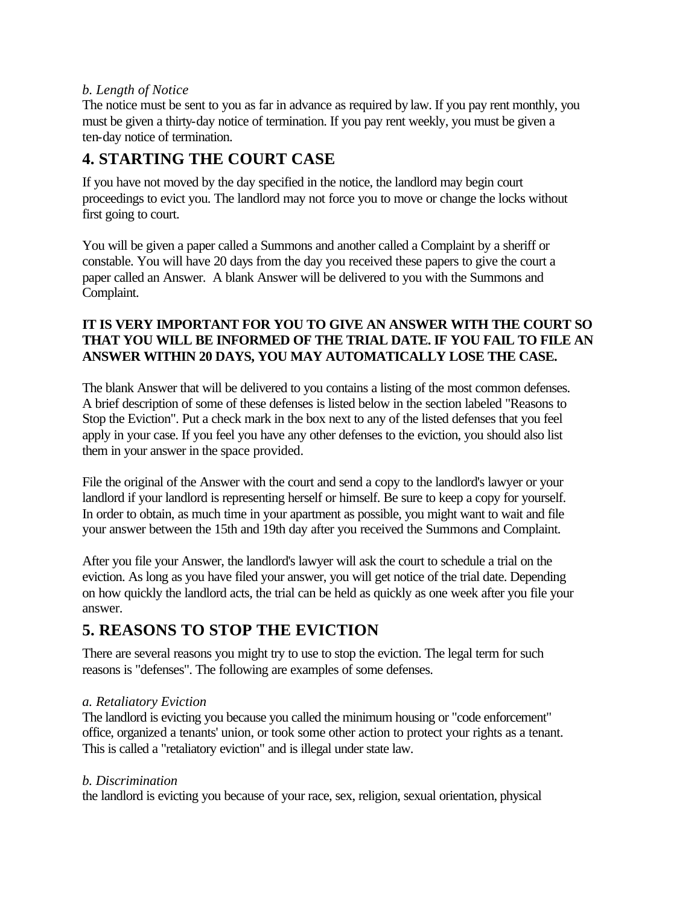*b. Length of Notice*

The notice must be sent to you as far in advance as required by law. If you pay rent monthly, you must be given a thirty-day notice of termination. If you pay rent weekly, you must be given a ten-day notice of termination.

## 4. STARTING THE COURT CASE

If you have not moved by the day specified in the notice, the landlord may begin court proceedings to evict you. The landlord may not force you to move or change the locks without first going to court.

You will be given a paper called a Summons and another called a Complaint by a sheriff or constable. You will have 20 days from the day you received these papers to give the court a paper called an Answer. A blank Answer will be delivered to you with the Summons and Complaint.

**IT IS VERY IMPORTANT FOR YOU TO GIVE AN ANSWER WITH THE COURT SO THAT YOU WILL BE INFORMED OF THE TRIAL DATE. IF YOU FAIL TO FILE AN ANSWER WITHIN 20 DAYS, YOU MAY AUTOMATICALLY LOSE THE CASE.**

The blank Answer that will be delivered to you contains a listing of the most common defenses. A brief description of some of these defenses is listed below in the section labeled "Reasons to Stop the Eviction". Put a check mark in the box next to any of the listed defenses that you feel apply in your case. If you feel you have any other defenses to the eviction, you should also list them in your answer in the space provided.

File the original of the Answer with the court and send a copy to the landlord's lawyer or your landlord if your landlord is representing herself or himself. Be sure to keep a copy for yourself. In order to obtain, as much time in your apartment as possible, you might want to wait and file your answer between the 15th and 19th day after you received the Summons and Complaint.

After you file your Answer, the landlord's lawyer will ask the court to schedule a trial on the eviction. As long as you have filed your answer, you will get notice of the trial date. Depending on how quickly the landlord acts, the trial can be held as quickly as one week after you file your answer.

## 5. REASONS TO STOP THE EVICTION

There are several reasons you might try to use to stop the eviction. The legal term for such reasons is "defenses". The following are examples of some defenses.

*a. Retaliatory Eviction*

The landlord is evicting you because you called the minimum housing or "code enforcement" office, organized a tenants' union, or took some other action to protect your rights as a tenant. This is called a "retaliatory eviction" and is illegal under state law.

*b. Discrimination*

the landlord is evicting you because of your race, sex, religion, sexual orientation, physical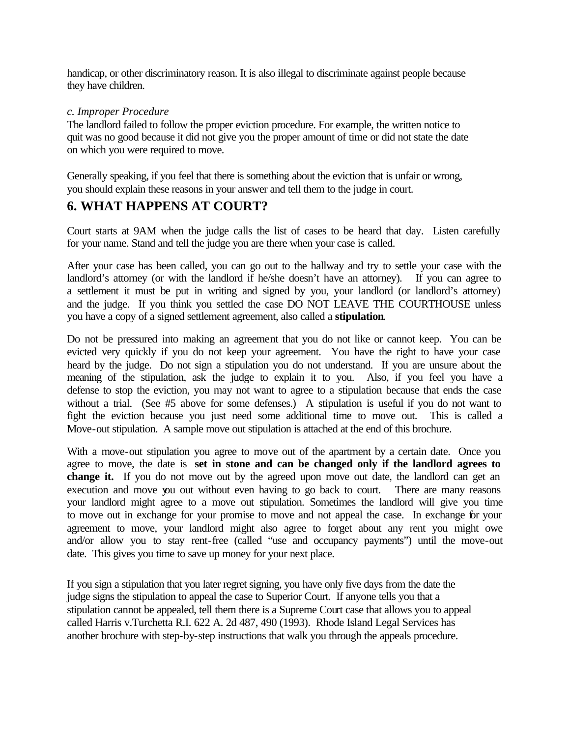handicap, or other discriminatory reason. It is also illegal to discriminate against people because they have children.

*c. Improper Procedure*

The landlord failed to follow the proper eviction procedure. For example, the written notice to quit was no good because it did not give you the proper amount of time or did not state the date on which you were required to move.

Generally speaking, if you feel that there is something about the eviction that is unfair or wrong, you should explain these reasons in your answer and tell them to the judge in court.

## 6. WHAT HAPPENS AT COURT?

Court starts at 9AM when the judge calls the list of cases to be heard that day. Listen carefully for your name. Stand and tell the judge you are there when your case is called.

After your case has been called, you can go out to the hallway and try to settle your case with the landlord's attorney (or with the landlord if he/she doesn't have an attorney). If you can agree to a settlement it must be put in writing and signed by you, your landlord (or landlord's attorney) and the judge. If you think you settled the case DO NOT LEAVE THE COURTHOUSE unless you have a copy of a signed settlement agreement, also called a **stipulation**.

Do not be pressured into making an agreement that you do not like or cannot keep. You can be evicted very quickly if you do not keep your agreement. You have the right to have your case heard by the judge. Do not sign a stipulation you do not understand. If you are unsure about the meaning of the stipulation, ask the judge to explain it to you. Also, if you feel you have a defense to stop the eviction, you may not want to agree to a stipulation because that ends the case without a trial. (See #5 above for some defenses.) A stipulation is useful if you do not want to fight the eviction because you just need some additional time to move out. This is called a Move-out stipulation. A sample move out stipulation is attached at the end of this brochure.

With a move-out stipulation you agree to move out of the apartment by a certain date. Once you agree to move, the date is **set in stone and can be changed only if the landlord agrees to change it.** If you do not move out by the agreed upon move out date, the landlord can get an execution and move you out without even having to go back to court. There are many reasons your landlord might agree to a move out stipulation. Sometimes the landlord will give you time to move out in exchange for your promise to move and not appeal the case. In exchange for your agreement to move, your landlord might also agree to forget about any rent you might owe and/or allow you to stay rent-free (called "use and occupancy payments") until the move-out date. This gives you time to save up money for your next place.

If you sign a stipulation that you later regret signing, you have only five days from the date the judge signs the stipulation to appeal the case to Superior Court. If anyone tells you that a stipulation cannot be appealed, tell them there is a Supreme Court case that allows you to appeal called Harris v.Turchetta R.I. 622 A. 2d 487, 490 (1993). Rhode Island Legal Services has another brochure with step-by-step instructions that walk you through the appeals procedure.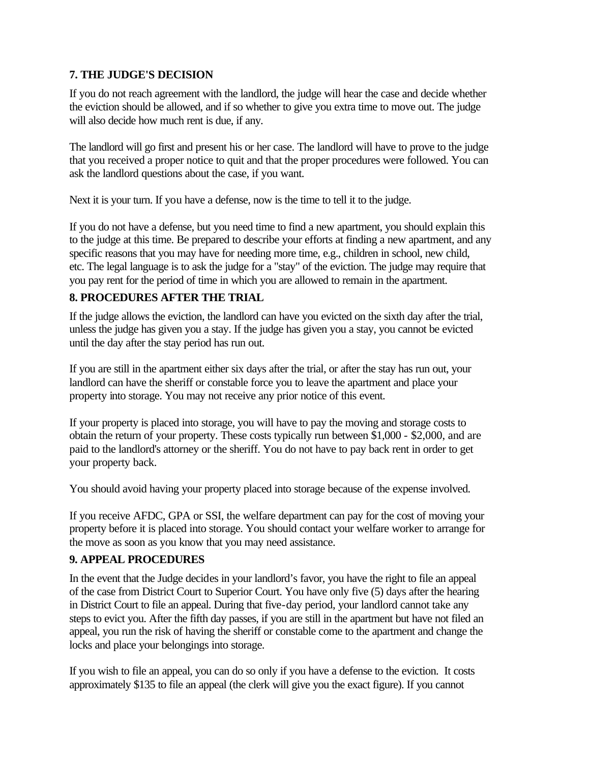## 7. THE JUDGE'S DECISION

If you do not reach agreement with the landlord, the judge will hear the case and decide whether the eviction should be allowed, and if so whether to give you extra time to move out. The judge will also decide how much rent is due, if any.

The landlord will go first and present his or her case. The landlord will have to prove to the judge that you received a proper notice to quit and that the proper procedures were followed. You can ask the landlord questions about the case, if you want.

Next it is your turn. If you have a defense, now is the time to tell it to the judge.

If you do not have a defense, but you need time to find a new apartment, you should explain this to the judge at this time. Be prepared to describe your efforts at finding a new apartment, and any specific reasons that you may have for needing more time, e.g., children in school, new child, etc. The legal language is to ask the judge for a "stay" of the eviction. The judge may require that you pay rent for the period of time in which you are allowed to remain in the apartment.

## 8. PROCEDURES AFTER THE TRIAL

If the judge allows the eviction, the landlord can have you evicted on the sixth day after the trial, unless the judge has given you a stay. If the judge has given you a stay, you cannot be evicted until the day after the stay period has run out.

If you are still in the apartment either six days after the trial, or after the stay has run out, your landlord can have the sheriff or constable force you to leave the apartment and place your property into storage. You may not receive any prior notice of this event.

If your property is placed into storage, you will have to pay the moving and storage costs to obtain the return of your property. These costs typically run between $1,000 - $2,000, and are paid to the landlord's attorney or the sheriff. You do not have to pay back rent in order to get your property back.

You should avoid having your property placed into storage because of the expense involved.

If you receive AFDC, GPA or SSI, the welfare department can pay for the cost of moving your property before it is placed into storage. You should contact your welfare worker to arrange for the move as soon as you know that you may need assistance.

## 9. APPEAL PROCEDURES

In the event that the Judge decides in your landlord's favor, you have the right to file an appeal of the case from District Court to Superior Court. You have only five (5) days after the hearing in District Court to file an appeal. During that five-day period, your landlord cannot take any steps to evict you. After the fifth day passes, if you are still in the apartment but have not filed an appeal, you run the risk of having the sheriff or constable come to the apartment and change the locks and place your belongings into storage.

If you wish to file an appeal, you can do so only if you have a defense to the eviction. It costs approximately $135 to file an appeal (the clerk will give you the exact figure). If you cannot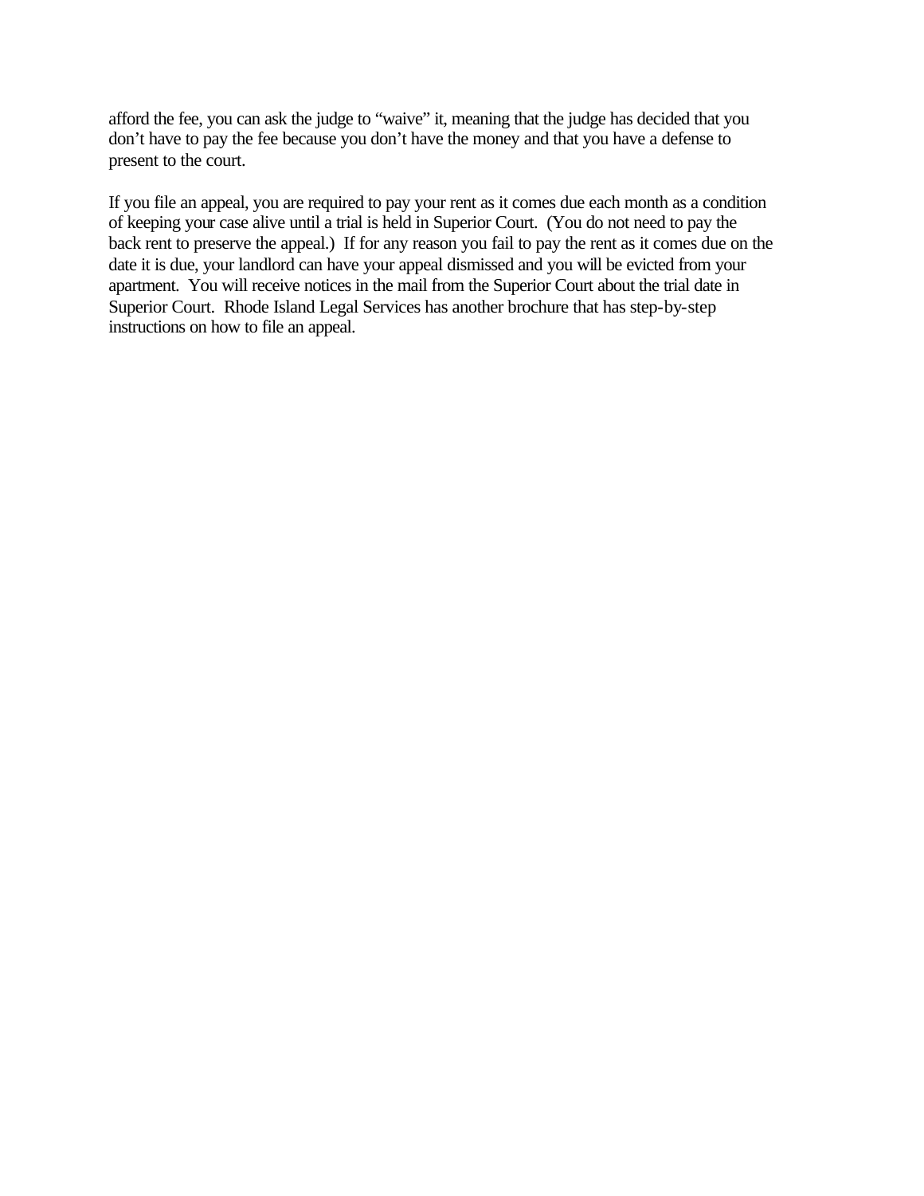afford the fee, you can ask the judge to "waive" it, meaning that the judge has decided that you don't have to pay the fee because you don't have the money and that you have a defense to present to the court.

If you file an appeal, you are required to pay your rent as it comes due each month as a condition of keeping your case alive until a trial is held in Superior Court. (You do not need to pay the back rent to preserve the appeal.) If for any reason you fail to pay the rent as it comes due on the date it is due, your landlord can have your appeal dismissed and you will be evicted from your apartment. You will receive notices in the mail from the Superior Court about the trial date in Superior Court. Rhode Island Legal Services has another brochure that has step-by-step instructions on how to file an appeal.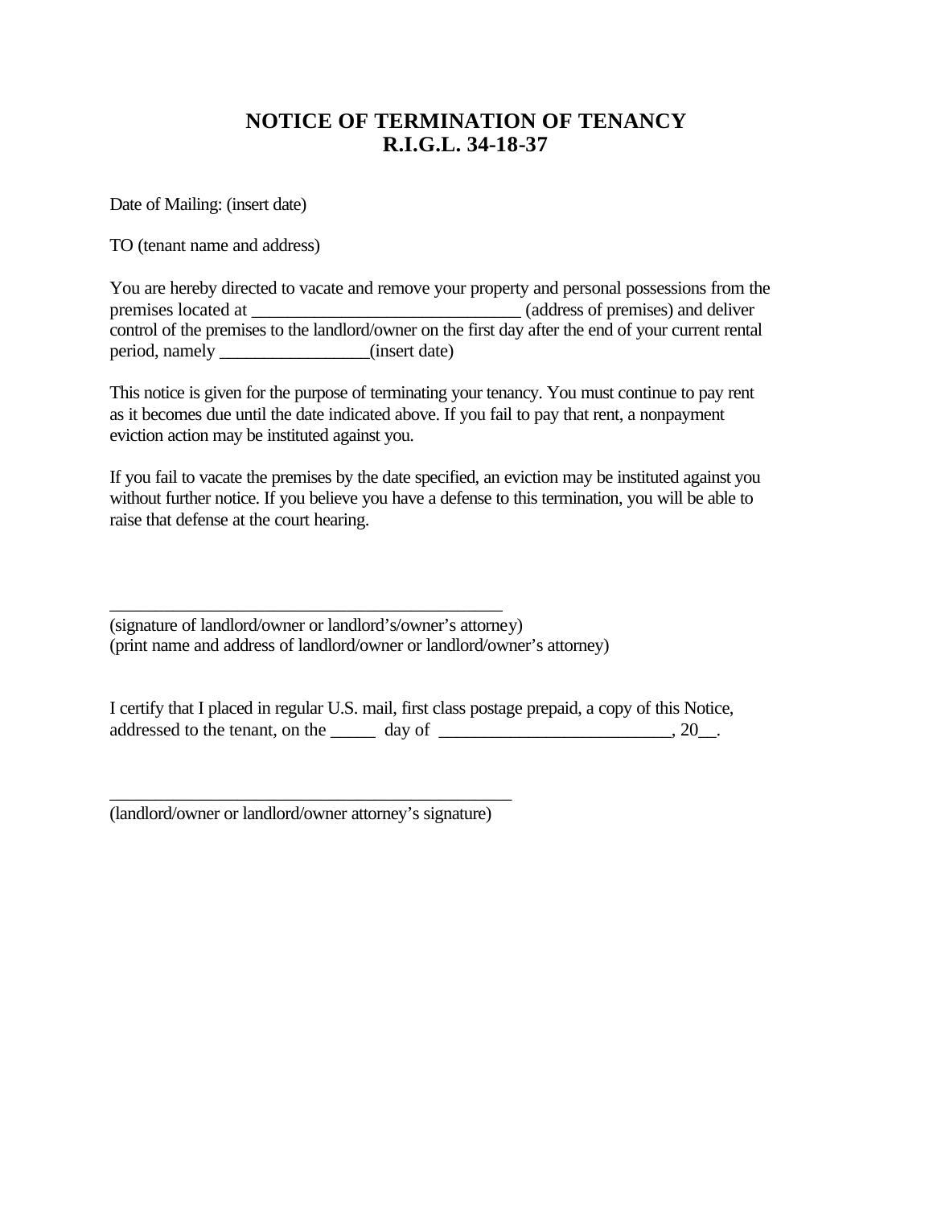# NOTICE OF TERMINATION OF TENANCY
# R.I.G.L. 34-18-37

Date of Mailing: (insert date)

TO (tenant name and address)

You are hereby directed to vacate and remove your property and personal possessions from the premises located at ______________________________ (address of premises) and deliver control of the premises to the landlord/owner on the first day after the end of your current rental period, namely _________________(insert date)

This notice is given for the purpose of terminating your tenancy. You must continue to pay rent as it becomes due until the date indicated above. If you fail to pay that rent, a nonpayment eviction action may be instituted against you.

If you fail to vacate the premises by the date specified, an eviction may be instituted against you without further notice. If you believe you have a defense to this termination, you will be able to raise that defense at the court hearing.

_____________________________________________
(signature of landlord/owner or landlord's/owner's attorney)
(print name and address of landlord/owner or landlord/owner's attorney)

I certify that I placed in regular U.S. mail, first class postage prepaid, a copy of this Notice, addressed to the tenant, on the _____ day of __________________________, 20__.

_____________________________________________
(landlord/owner or landlord/owner attorney's signature)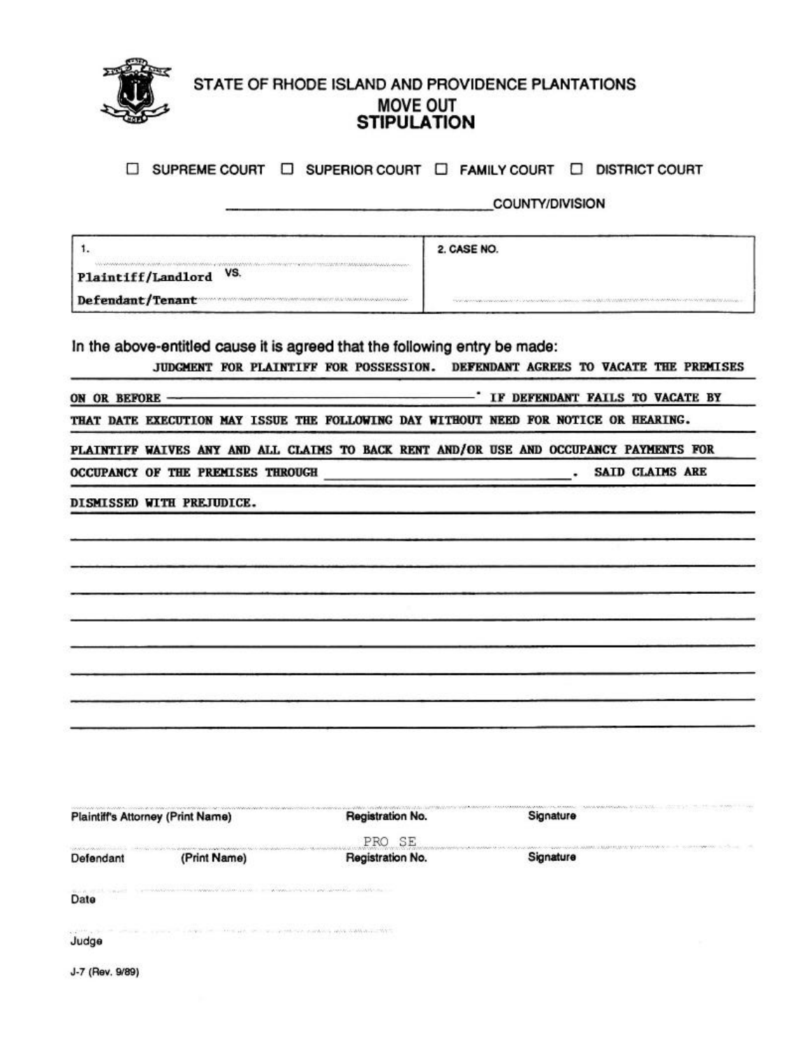# STATE OF RHODE ISLAND AND PROVIDENCE PLANTATIONS

## MOVE OUT
## STIPULATION

☐ SUPREME COURT ☐ SUPERIOR COURT ☐ FAMILY COURT ☐ DISTRICT COURT

_______________________________ COUNTY/DIVISION

| | |
|---|---|
| 1. _______________________________<br>Plaintiff/Landlord VS.<br>Defendant/Tenant _______________________________ | 2. CASE NO.<br><br>_______________________________ |

In the above-entitled cause it is agreed that the following entry be made:

JUDGMENT FOR PLAINTIFF FOR POSSESSION. DEFENDANT AGREES TO VACATE THE PREMISES ON OR BEFORE _______________________________. IF DEFENDANT FAILS TO VACATE BY THAT DATE EXECUTION MAY ISSUE THE FOLLOWING DAY WITHOUT NEED FOR NOTICE OR HEARING.

PLAINTIFF WAIVES ANY AND ALL CLAIMS TO BACK RENT AND/OR USE AND OCCUPANCY PAYMENTS FOR OCCUPANCY OF THE PREMISES THROUGH _______________________________. SAID CLAIMS ARE DISMISSED WITH PREJUDICE.

_______________________________________________________________

_______________________________________________________________

_______________________________________________________________

_______________________________________________________________

_______________________________________________________________

_______________________________________________________________

_______________________________________________________________

_______________________________________________________________

| | | |
|---|---|---|
| Plaintiff's Attorney (Print Name) | Registration No. | Signature |
| Defendant (Print Name) | PRO SE<br>Registration No. | Signature |

Date _______________________________

Judge _______________________________

J-7 (Rev. 9/89)